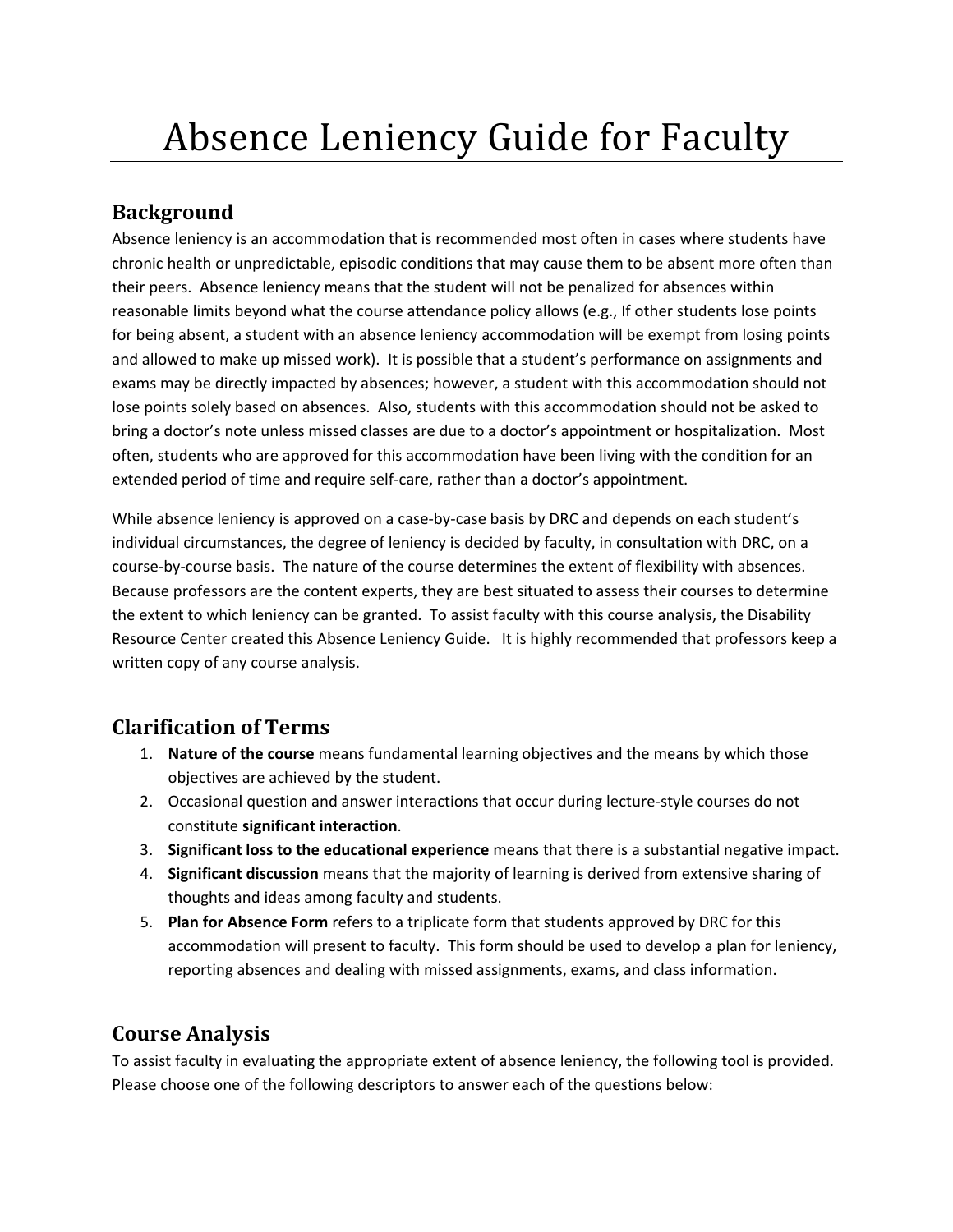# Absence Leniency Guide for Faculty

## Background

Absence leniency is an accommodation that is recommended most often in cases where students have chronic health or unpredictable, episodic conditions that may cause them to be absent more often than their peers. Absence leniency means that the student will not be penalized for absences within reasonable limits beyond what the course attendance policy allows (e.g., If other students lose points for being absent, a student with an absence leniency accommodation will be exempt from losing points and allowed to make up missed work). It is possible that a student's performance on assignments and exams may be directly impacted by absences; however, a student with this accommodation should not lose points solely based on absences. Also, students with this accommodation should not be asked to bring a doctor's note unless missed classes are due to a doctor's appointment or hospitalization. Most often, students who are approved for this accommodation have been living with the condition for an extended period of time and require self-care, rather than a doctor's appointment.

While absence leniency is approved on a case-by-case basis by DRC and depends on each student's individual circumstances, the degree of leniency is decided by faculty, in consultation with DRC, on a course-by-course basis. The nature of the course determines the extent of flexibility with absences. Because professors are the content experts, they are best situated to assess their courses to determine the extent to which leniency can be granted. To assist faculty with this course analysis, the Disability Resource Center created this Absence Leniency Guide. It is highly recommended that professors keep a written copy of any course analysis.

## Clarification of Terms

1. **Nature of the course** means fundamental learning objectives and the means by which those objectives are achieved by the student.
2. Occasional question and answer interactions that occur during lecture-style courses do not constitute **significant interaction**.
3. **Significant loss to the educational experience** means that there is a substantial negative impact.
4. **Significant discussion** means that the majority of learning is derived from extensive sharing of thoughts and ideas among faculty and students.
5. **Plan for Absence Form** refers to a triplicate form that students approved by DRC for this accommodation will present to faculty. This form should be used to develop a plan for leniency, reporting absences and dealing with missed assignments, exams, and class information.

## Course Analysis

To assist faculty in evaluating the appropriate extent of absence leniency, the following tool is provided. Please choose one of the following descriptors to answer each of the questions below: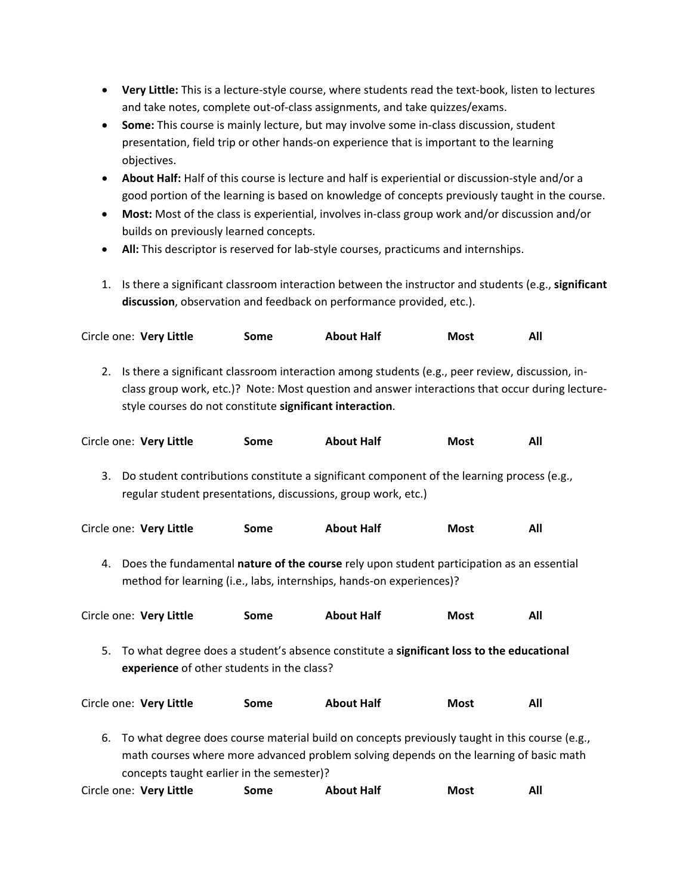- **Very Little:** This is a lecture-style course, where students read the text-book, listen to lectures and take notes, complete out-of-class assignments, and take quizzes/exams.
- **Some:** This course is mainly lecture, but may involve some in-class discussion, student presentation, field trip or other hands-on experience that is important to the learning objectives.
- **About Half:** Half of this course is lecture and half is experiential or discussion-style and/or a good portion of the learning is based on knowledge of concepts previously taught in the course.
- **Most:** Most of the class is experiential, involves in-class group work and/or discussion and/or builds on previously learned concepts.
- **All:** This descriptor is reserved for lab-style courses, practicums and internships.

1. Is there a significant classroom interaction between the instructor and students (e.g., **significant discussion**, observation and feedback on performance provided, etc.).

Circle one: **Very Little** **Some** **About Half** **Most** **All**

2. Is there a significant classroom interaction among students (e.g., peer review, discussion, in-class group work, etc.)? Note: Most question and answer interactions that occur during lecture-style courses do not constitute **significant interaction**.

Circle one: **Very Little** **Some** **About Half** **Most** **All**

3. Do student contributions constitute a significant component of the learning process (e.g., regular student presentations, discussions, group work, etc.)

Circle one: **Very Little** **Some** **About Half** **Most** **All**

4. Does the fundamental **nature of the course** rely upon student participation as an essential method for learning (i.e., labs, internships, hands-on experiences)?

Circle one: **Very Little** **Some** **About Half** **Most** **All**

5. To what degree does a student's absence constitute a **significant loss to the educational experience** of other students in the class?

Circle one: **Very Little** **Some** **About Half** **Most** **All**

6. To what degree does course material build on concepts previously taught in this course (e.g., math courses where more advanced problem solving depends on the learning of basic math concepts taught earlier in the semester)?

Circle one: **Very Little** **Some** **About Half** **Most** **All**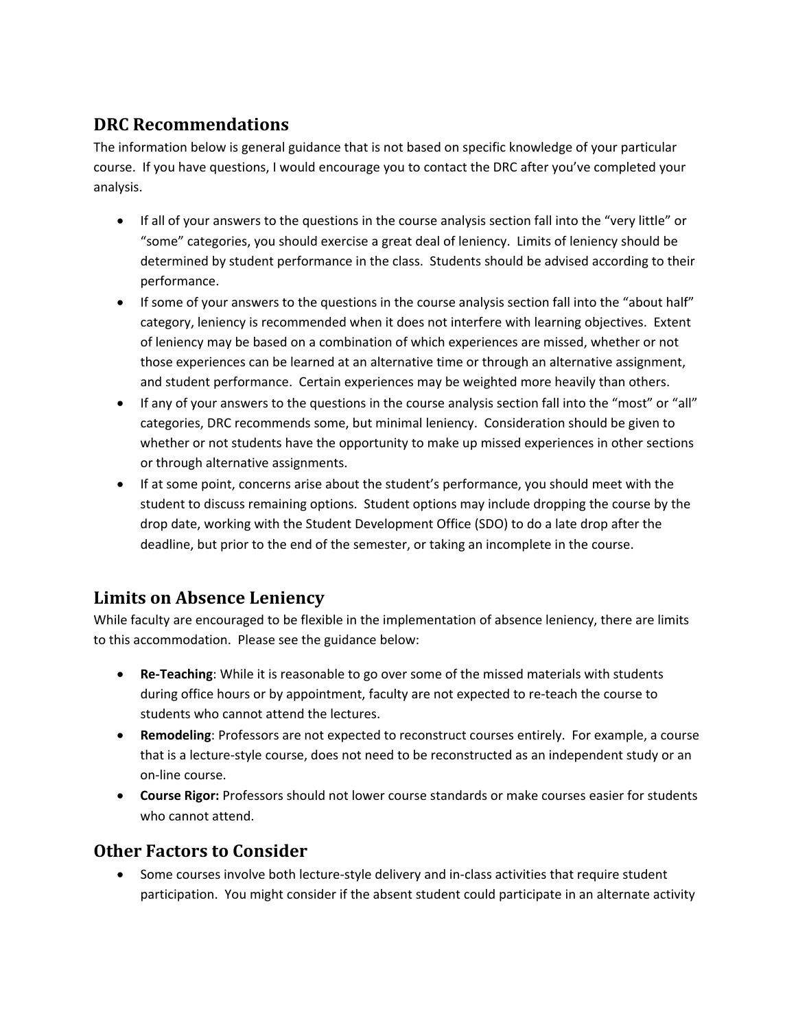## DRC Recommendations

The information below is general guidance that is not based on specific knowledge of your particular course. If you have questions, I would encourage you to contact the DRC after you've completed your analysis.

- If all of your answers to the questions in the course analysis section fall into the "very little" or "some" categories, you should exercise a great deal of leniency. Limits of leniency should be determined by student performance in the class. Students should be advised according to their performance.
- If some of your answers to the questions in the course analysis section fall into the "about half" category, leniency is recommended when it does not interfere with learning objectives. Extent of leniency may be based on a combination of which experiences are missed, whether or not those experiences can be learned at an alternative time or through an alternative assignment, and student performance. Certain experiences may be weighted more heavily than others.
- If any of your answers to the questions in the course analysis section fall into the "most" or "all" categories, DRC recommends some, but minimal leniency. Consideration should be given to whether or not students have the opportunity to make up missed experiences in other sections or through alternative assignments.
- If at some point, concerns arise about the student's performance, you should meet with the student to discuss remaining options. Student options may include dropping the course by the drop date, working with the Student Development Office (SDO) to do a late drop after the deadline, but prior to the end of the semester, or taking an incomplete in the course.

## Limits on Absence Leniency

While faculty are encouraged to be flexible in the implementation of absence leniency, there are limits to this accommodation. Please see the guidance below:

- **Re-Teaching**: While it is reasonable to go over some of the missed materials with students during office hours or by appointment, faculty are not expected to re-teach the course to students who cannot attend the lectures.
- **Remodeling**: Professors are not expected to reconstruct courses entirely. For example, a course that is a lecture-style course, does not need to be reconstructed as an independent study or an on-line course.
- **Course Rigor:** Professors should not lower course standards or make courses easier for students who cannot attend.

## Other Factors to Consider

- Some courses involve both lecture-style delivery and in-class activities that require student participation. You might consider if the absent student could participate in an alternate activity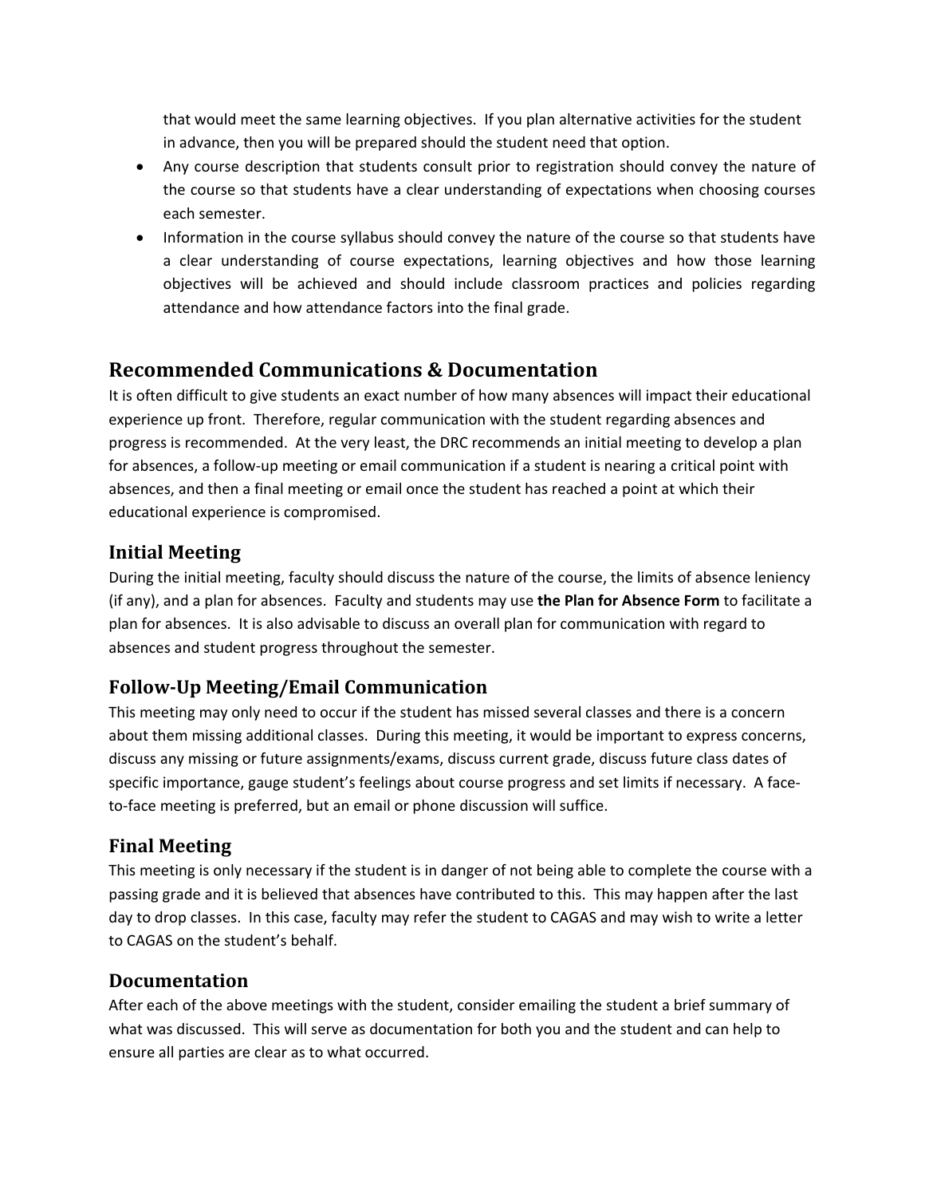that would meet the same learning objectives. If you plan alternative activities for the student in advance, then you will be prepared should the student need that option.

- Any course description that students consult prior to registration should convey the nature of the course so that students have a clear understanding of expectations when choosing courses each semester.
- Information in the course syllabus should convey the nature of the course so that students have a clear understanding of course expectations, learning objectives and how those learning objectives will be achieved and should include classroom practices and policies regarding attendance and how attendance factors into the final grade.

## Recommended Communications & Documentation

It is often difficult to give students an exact number of how many absences will impact their educational experience up front. Therefore, regular communication with the student regarding absences and progress is recommended. At the very least, the DRC recommends an initial meeting to develop a plan for absences, a follow-up meeting or email communication if a student is nearing a critical point with absences, and then a final meeting or email once the student has reached a point at which their educational experience is compromised.

### Initial Meeting

During the initial meeting, faculty should discuss the nature of the course, the limits of absence leniency (if any), and a plan for absences. Faculty and students may use **the Plan for Absence Form** to facilitate a plan for absences. It is also advisable to discuss an overall plan for communication with regard to absences and student progress throughout the semester.

### Follow-Up Meeting/Email Communication

This meeting may only need to occur if the student has missed several classes and there is a concern about them missing additional classes. During this meeting, it would be important to express concerns, discuss any missing or future assignments/exams, discuss current grade, discuss future class dates of specific importance, gauge student's feelings about course progress and set limits if necessary. A face-to-face meeting is preferred, but an email or phone discussion will suffice.

### Final Meeting

This meeting is only necessary if the student is in danger of not being able to complete the course with a passing grade and it is believed that absences have contributed to this. This may happen after the last day to drop classes. In this case, faculty may refer the student to CAGAS and may wish to write a letter to CAGAS on the student's behalf.

### Documentation

After each of the above meetings with the student, consider emailing the student a brief summary of what was discussed. This will serve as documentation for both you and the student and can help to ensure all parties are clear as to what occurred.